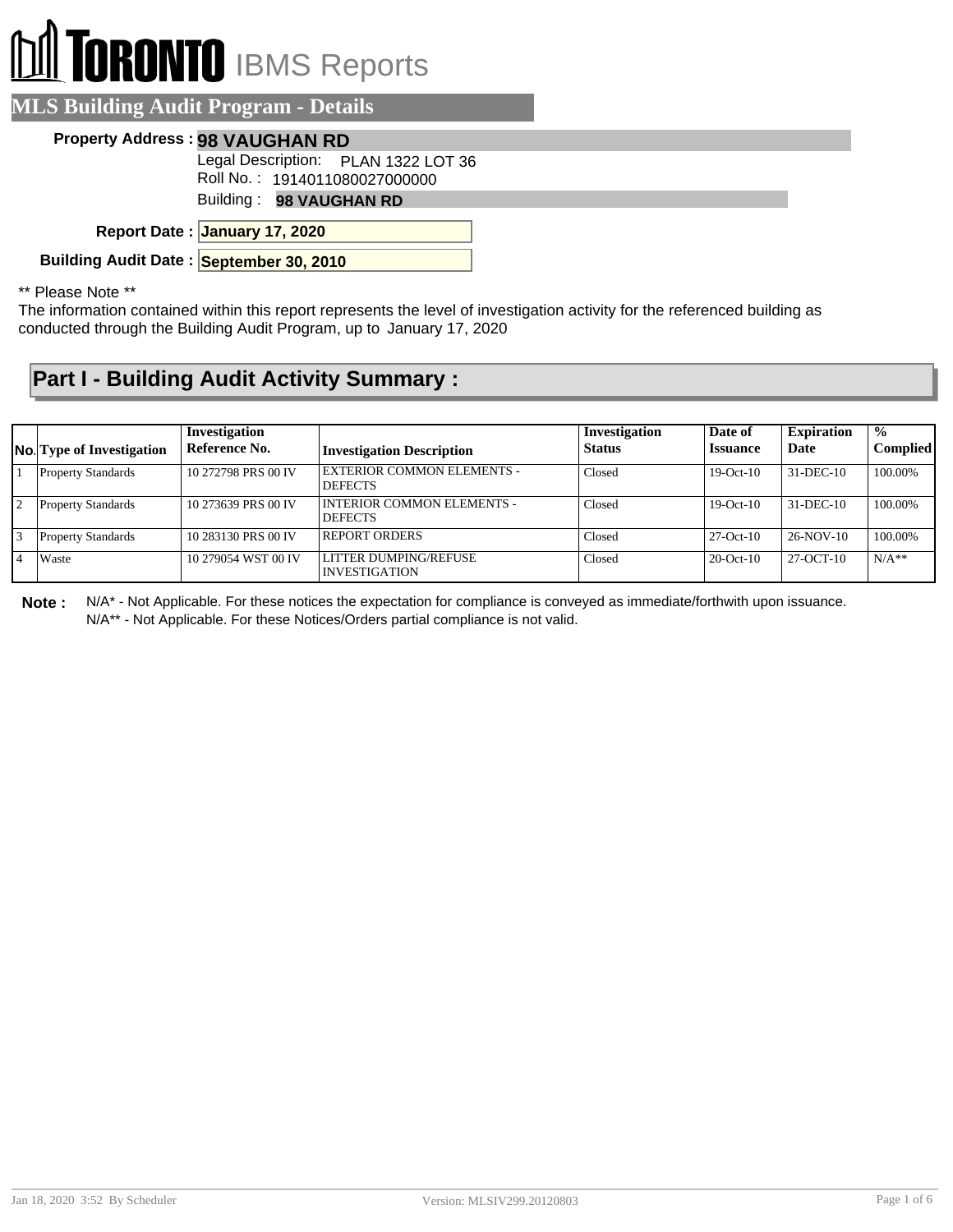# TORONTO IBMS Reports

## MLS Building Audit Program - Details

**Property Address :** **98 VAUGHAN RD**

Legal Description: PLAN 1322 LOT 36

Roll No. : 1914011080027000000

Building : **98 VAUGHAN RD**

**Report Date :** **January 17, 2020**

**Building Audit Date :** **September 30, 2010**

** Please Note **

The information contained within this report represents the level of investigation activity for the referenced building as conducted through the Building Audit Program, up to January 17, 2020

## Part I - Building Audit Activity Summary :

| No. | Type of Investigation | Investigation Reference No. | Investigation Description | Investigation Status | Date of Issuance | Expiration Date | % Complied |
|---|---|---|---|---|---|---|---|
| 1 | Property Standards | 10 272798 PRS 00 IV | EXTERIOR COMMON ELEMENTS - DEFECTS | Closed | 19-Oct-10 | 31-DEC-10 | 100.00% |
| 2 | Property Standards | 10 273639 PRS 00 IV | INTERIOR COMMON ELEMENTS - DEFECTS | Closed | 19-Oct-10 | 31-DEC-10 | 100.00% |
| 3 | Property Standards | 10 283130 PRS 00 IV | REPORT ORDERS | Closed | 27-Oct-10 | 26-NOV-10 | 100.00% |
| 4 | Waste | 10 279054 WST 00 IV | LITTER DUMPING/REFUSE INVESTIGATION | Closed | 20-Oct-10 | 27-OCT-10 | N/A** |

**Note :** N/A* - Not Applicable. For these notices the expectation for compliance is conveyed as immediate/forthwith upon issuance.
N/A** - Not Applicable. For these Notices/Orders partial compliance is not valid.

Jan 18, 2020 3:52 By Scheduler Version: MLSIV299.20120803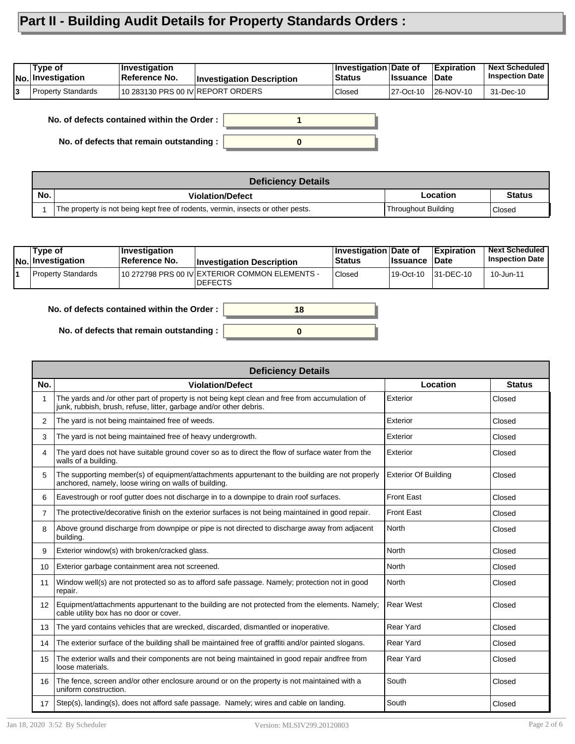# Part II - Building Audit Details for Property Standards Orders :

| No. | Type of Investigation | Investigation Reference No. | Investigation Description | Investigation Status | Date of Issuance | Expiration Date | Next Scheduled Inspection Date |
|---|---|---|---|---|---|---|---|
| 3 | Property Standards | 10 283130 PRS 00 IV | REPORT ORDERS | Closed | 27-Oct-10 | 26-NOV-10 | 31-Dec-10 |

**No. of defects contained within the Order :** 1

**No. of defects that remain outstanding :** 0

| Deficiency Details | | | |
|---|---|---|---|
| No. | Violation/Defect | Location | Status |
| 1 | The property is not being kept free of rodents, vermin, insects or other pests. | Throughout Building | Closed |

| No. | Type of Investigation | Investigation Reference No. | Investigation Description | Investigation Status | Date of Issuance | Expiration Date | Next Scheduled Inspection Date |
|---|---|---|---|---|---|---|---|
| 1 | Property Standards | 10 272798 PRS 00 IV | EXTERIOR COMMON ELEMENTS - DEFECTS | Closed | 19-Oct-10 | 31-DEC-10 | 10-Jun-11 |

**No. of defects contained within the Order :** 18

**No. of defects that remain outstanding :** 0

| Deficiency Details | | | |
|---|---|---|---|
| No. | Violation/Defect | Location | Status |
| 1 | The yards and /or other part of property is not being kept clean and free from accumulation of junk, rubbish, brush, refuse, litter, garbage and/or other debris. | Exterior | Closed |
| 2 | The yard is not being maintained free of weeds. | Exterior | Closed |
| 3 | The yard is not being maintained free of heavy undergrowth. | Exterior | Closed |
| 4 | The yard does not have suitable ground cover so as to direct the flow of surface water from the walls of a building. | Exterior | Closed |
| 5 | The supporting member(s) of equipment/attachments appurtenant to the building are not properly anchored, namely, loose wiring on walls of building. | Exterior Of Building | Closed |
| 6 | Eavestrough or roof gutter does not discharge in to a downpipe to drain roof surfaces. | Front East | Closed |
| 7 | The protective/decorative finish on the exterior surfaces is not being maintained in good repair. | Front East | Closed |
| 8 | Above ground discharge from downpipe or pipe is not directed to discharge away from adjacent building. | North | Closed |
| 9 | Exterior window(s) with broken/cracked glass. | North | Closed |
| 10 | Exterior garbage containment area not screened. | North | Closed |
| 11 | Window well(s) are not protected so as to afford safe passage. Namely; protection not in good repair. | North | Closed |
| 12 | Equipment/attachments appurtenant to the building are not protected from the elements. Namely; cable utility box has no door or cover. | Rear West | Closed |
| 13 | The yard contains vehicles that are wrecked, discarded, dismantled or inoperative. | Rear Yard | Closed |
| 14 | The exterior surface of the building shall be maintained free of graffiti and/or painted slogans. | Rear Yard | Closed |
| 15 | The exterior walls and their components are not being maintained in good repair andfree from loose materials. | Rear Yard | Closed |
| 16 | The fence, screen and/or other enclosure around or on the property is not maintained with a uniform construction. | South | Closed |
| 17 | Step(s), landing(s), does not afford safe passage. Namely; wires and cable on landing. | South | Closed |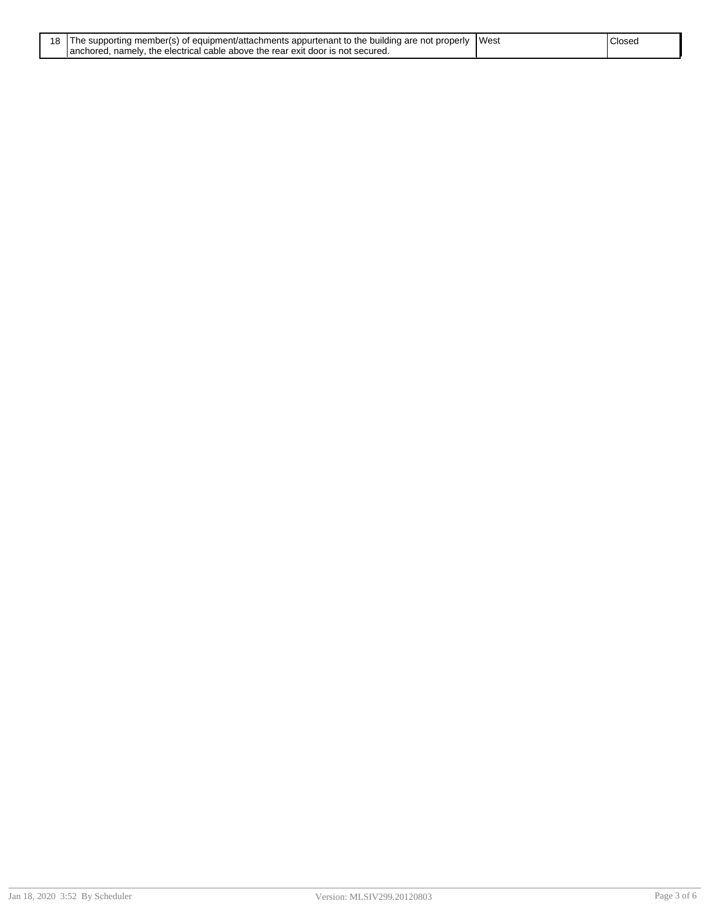| | | | |
|---|---|---|---|
| 18 | The supporting member(s) of equipment/attachments appurtenant to the building are not properly anchored, namely, the electrical cable above the rear exit door is not secured. | West | Closed |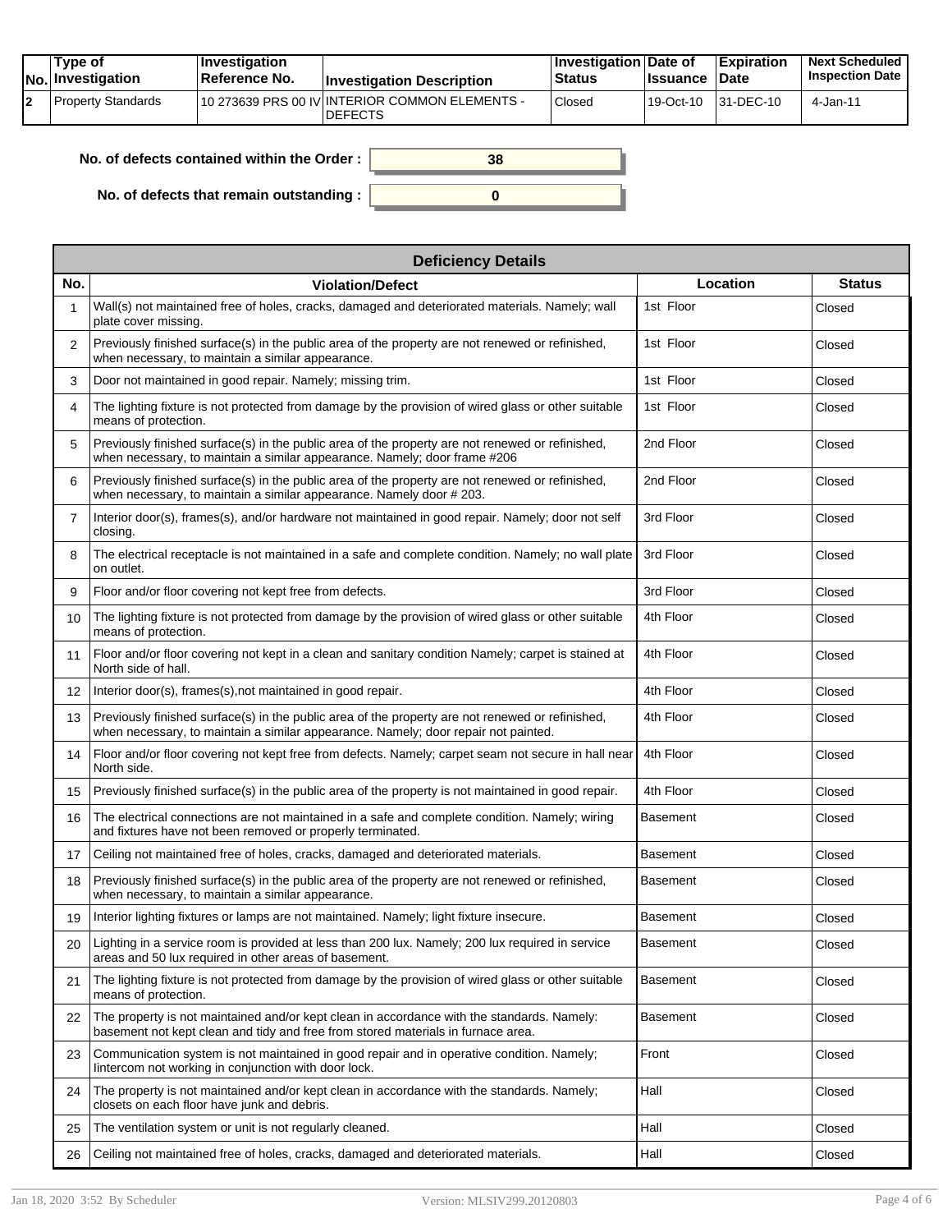| No. | Type of Investigation | Investigation Reference No. | Investigation Description | Investigation Status | Date of Issuance | Expiration Date | Next Scheduled Inspection Date |
|---|---|---|---|---|---|---|---|
| 2 | Property Standards | 10 273639 PRS 00 IV | INTERIOR COMMON ELEMENTS - DEFECTS | Closed | 19-Oct-10 | 31-DEC-10 | 4-Jan-11 |

**No. of defects contained within the Order :** 38

**No. of defects that remain outstanding :** 0

| Deficiency Details | | | |
|---|---|---|---|
| **No.** | **Violation/Defect** | **Location** | **Status** |
| 1 | Wall(s) not maintained free of holes, cracks, damaged and deteriorated materials. Namely; wall plate cover missing. | 1st Floor | Closed |
| 2 | Previously finished surface(s) in the public area of the property are not renewed or refinished, when necessary, to maintain a similar appearance. | 1st Floor | Closed |
| 3 | Door not maintained in good repair. Namely; missing trim. | 1st Floor | Closed |
| 4 | The lighting fixture is not protected from damage by the provision of wired glass or other suitable means of protection. | 1st Floor | Closed |
| 5 | Previously finished surface(s) in the public area of the property are not renewed or refinished, when necessary, to maintain a similar appearance. Namely; door frame #206 | 2nd Floor | Closed |
| 6 | Previously finished surface(s) in the public area of the property are not renewed or refinished, when necessary, to maintain a similar appearance. Namely door # 203. | 2nd Floor | Closed |
| 7 | Interior door(s), frames(s), and/or hardware not maintained in good repair. Namely; door not self closing. | 3rd Floor | Closed |
| 8 | The electrical receptacle is not maintained in a safe and complete condition. Namely; no wall plate on outlet. | 3rd Floor | Closed |
| 9 | Floor and/or floor covering not kept free from defects. | 3rd Floor | Closed |
| 10 | The lighting fixture is not protected from damage by the provision of wired glass or other suitable means of protection. | 4th Floor | Closed |
| 11 | Floor and/or floor covering not kept in a clean and sanitary condition Namely; carpet is stained at North side of hall. | 4th Floor | Closed |
| 12 | Interior door(s), frames(s),not maintained in good repair. | 4th Floor | Closed |
| 13 | Previously finished surface(s) in the public area of the property are not renewed or refinished, when necessary, to maintain a similar appearance. Namely; door repair not painted. | 4th Floor | Closed |
| 14 | Floor and/or floor covering not kept free from defects. Namely; carpet seam not secure in hall near North side. | 4th Floor | Closed |
| 15 | Previously finished surface(s) in the public area of the property is not maintained in good repair. | 4th Floor | Closed |
| 16 | The electrical connections are not maintained in a safe and complete condition. Namely; wiring and fixtures have not been removed or properly terminated. | Basement | Closed |
| 17 | Ceiling not maintained free of holes, cracks, damaged and deteriorated materials. | Basement | Closed |
| 18 | Previously finished surface(s) in the public area of the property are not renewed or refinished, when necessary, to maintain a similar appearance. | Basement | Closed |
| 19 | Interior lighting fixtures or lamps are not maintained. Namely; light fixture insecure. | Basement | Closed |
| 20 | Lighting in a service room is provided at less than 200 lux. Namely; 200 lux required in service areas and 50 lux required in other areas of basement. | Basement | Closed |
| 21 | The lighting fixture is not protected from damage by the provision of wired glass or other suitable means of protection. | Basement | Closed |
| 22 | The property is not maintained and/or kept clean in accordance with the standards. Namely: basement not kept clean and tidy and free from stored materials in furnace area. | Basement | Closed |
| 23 | Communication system is not maintained in good repair and in operative condition. Namely; Iintercom not working in conjunction with door lock. | Front | Closed |
| 24 | The property is not maintained and/or kept clean in accordance with the standards. Namely; closets on each floor have junk and debris. | Hall | Closed |
| 25 | The ventilation system or unit is not regularly cleaned. | Hall | Closed |
| 26 | Ceiling not maintained free of holes, cracks, damaged and deteriorated materials. | Hall | Closed |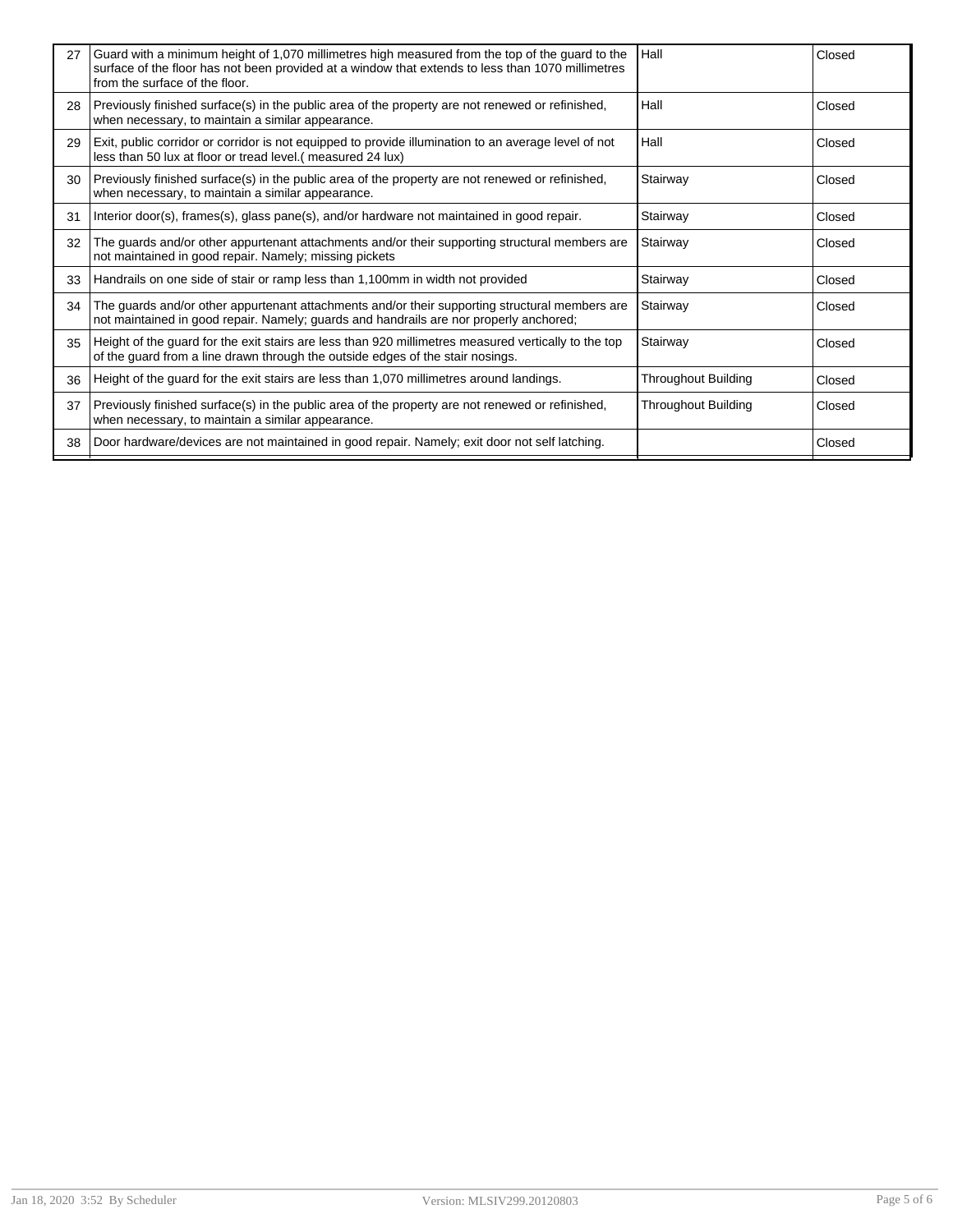| | | | |
|---|---|---|---|
| 27 | Guard with a minimum height of 1,070 millimetres high measured from the top of the guard to the surface of the floor has not been provided at a window that extends to less than 1070 millimetres from the surface of the floor. | Hall | Closed |
| 28 | Previously finished surface(s) in the public area of the property are not renewed or refinished, when necessary, to maintain a similar appearance. | Hall | Closed |
| 29 | Exit, public corridor or corridor is not equipped to provide illumination to an average level of not less than 50 lux at floor or tread level.( measured 24 lux) | Hall | Closed |
| 30 | Previously finished surface(s) in the public area of the property are not renewed or refinished, when necessary, to maintain a similar appearance. | Stairway | Closed |
| 31 | Interior door(s), frames(s), glass pane(s), and/or hardware not maintained in good repair. | Stairway | Closed |
| 32 | The guards and/or other appurtenant attachments and/or their supporting structural members are not maintained in good repair. Namely; missing pickets | Stairway | Closed |
| 33 | Handrails on one side of stair or ramp less than 1,100mm in width not provided | Stairway | Closed |
| 34 | The guards and/or other appurtenant attachments and/or their supporting structural members are not maintained in good repair. Namely; guards and handrails are nor properly anchored; | Stairway | Closed |
| 35 | Height of the guard for the exit stairs are less than 920 millimetres measured vertically to the top of the guard from a line drawn through the outside edges of the stair nosings. | Stairway | Closed |
| 36 | Height of the guard for the exit stairs are less than 1,070 millimetres around landings. | Throughout Building | Closed |
| 37 | Previously finished surface(s) in the public area of the property are not renewed or refinished, when necessary, to maintain a similar appearance. | Throughout Building | Closed |
| 38 | Door hardware/devices are not maintained in good repair. Namely; exit door not self latching. | | Closed |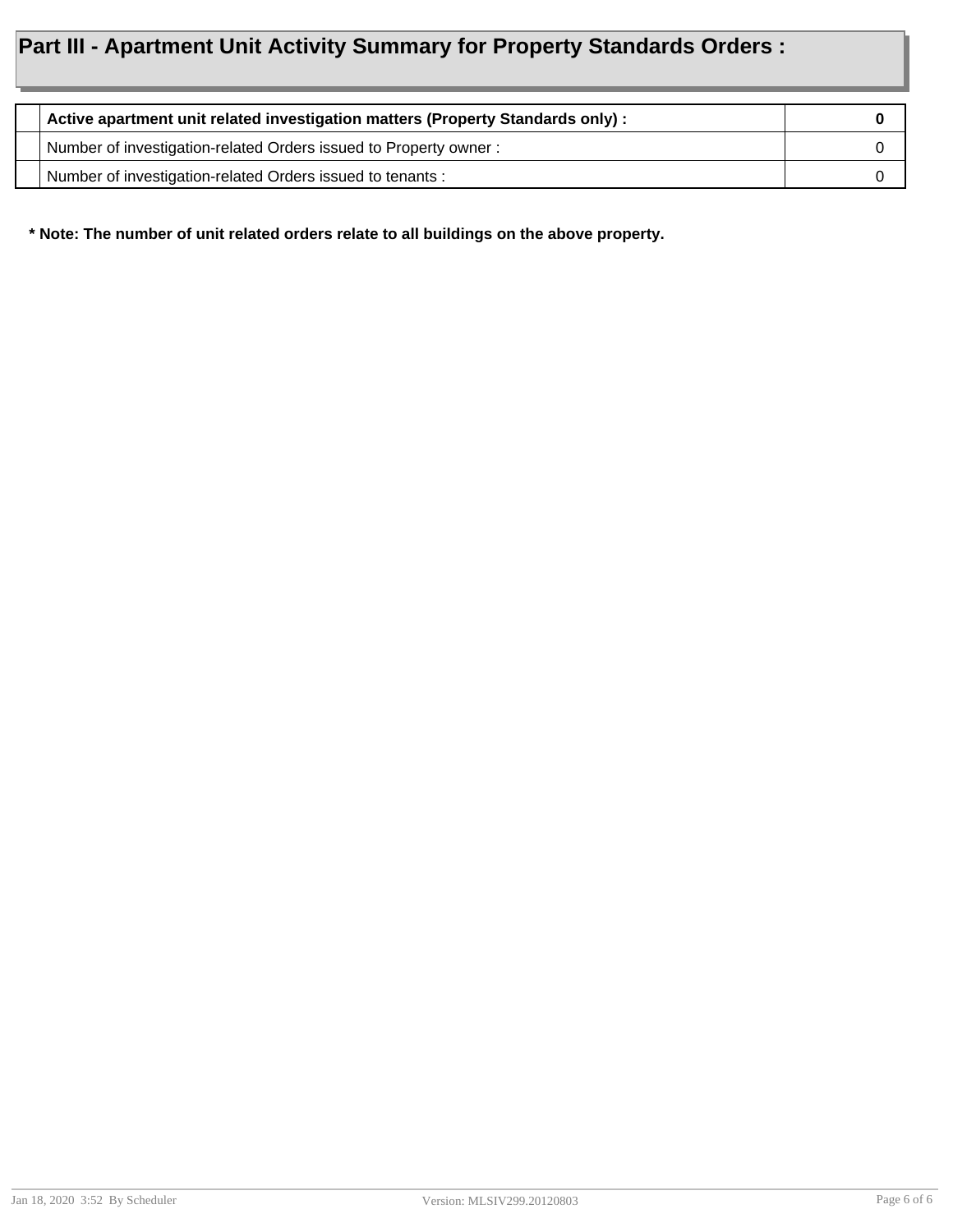# Part III - Apartment Unit Activity Summary for Property Standards Orders :

| | | |
|---|---|---|
| | **Active apartment unit related investigation matters (Property Standards only) :** | **0** |
| | Number of investigation-related Orders issued to Property owner : | 0 |
| | Number of investigation-related Orders issued to tenants : | 0 |

**\* Note: The number of unit related orders relate to all buildings on the above property.**